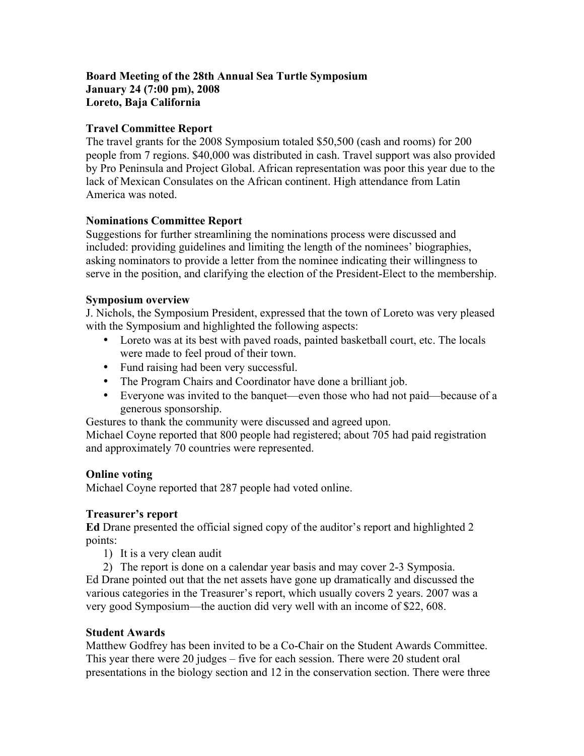**Board Meeting of the 28th Annual Sea Turtle Symposium**
**January 24 (7:00 pm), 2008**
**Loreto, Baja California**

**Travel Committee Report**

The travel grants for the 2008 Symposium totaled $50,500 (cash and rooms) for 200 people from 7 regions. $40,000 was distributed in cash. Travel support was also provided by Pro Peninsula and Project Global. African representation was poor this year due to the lack of Mexican Consulates on the African continent. High attendance from Latin America was noted.

**Nominations Committee Report**

Suggestions for further streamlining the nominations process were discussed and included: providing guidelines and limiting the length of the nominees' biographies, asking nominators to provide a letter from the nominee indicating their willingness to serve in the position, and clarifying the election of the President-Elect to the membership.

**Symposium overview**

J. Nichols, the Symposium President, expressed that the town of Loreto was very pleased with the Symposium and highlighted the following aspects:

- Loreto was at its best with paved roads, painted basketball court, etc. The locals were made to feel proud of their town.
- Fund raising had been very successful.
- The Program Chairs and Coordinator have done a brilliant job.
- Everyone was invited to the banquet—even those who had not paid—because of a generous sponsorship.

Gestures to thank the community were discussed and agreed upon.
Michael Coyne reported that 800 people had registered; about 705 had paid registration and approximately 70 countries were represented.

**Online voting**

Michael Coyne reported that 287 people had voted online.

**Treasurer's report**

**Ed** Drane presented the official signed copy of the auditor's report and highlighted 2 points:

1) It is a very clean audit
2) The report is done on a calendar year basis and may cover 2-3 Symposia.

Ed Drane pointed out that the net assets have gone up dramatically and discussed the various categories in the Treasurer's report, which usually covers 2 years. 2007 was a very good Symposium—the auction did very well with an income of $22, 608.

**Student Awards**

Matthew Godfrey has been invited to be a Co-Chair on the Student Awards Committee. This year there were 20 judges – five for each session. There were 20 student oral presentations in the biology section and 12 in the conservation section. There were three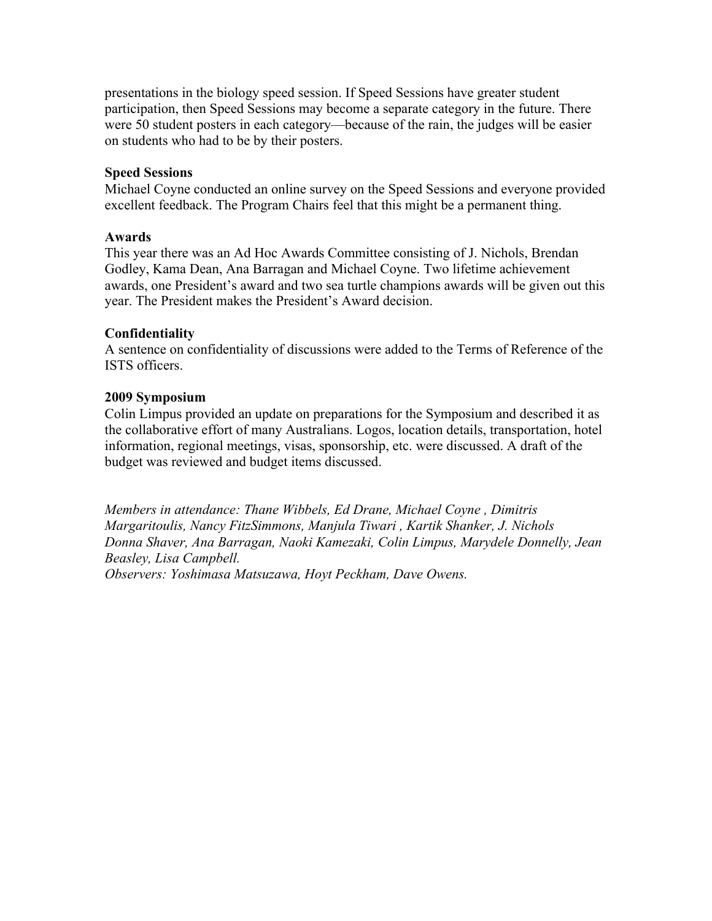presentations in the biology speed session. If Speed Sessions have greater student participation, then Speed Sessions may become a separate category in the future. There were 50 student posters in each category—because of the rain, the judges will be easier on students who had to be by their posters.

**Speed Sessions**
Michael Coyne conducted an online survey on the Speed Sessions and everyone provided excellent feedback. The Program Chairs feel that this might be a permanent thing.

**Awards**
This year there was an Ad Hoc Awards Committee consisting of J. Nichols, Brendan Godley, Kama Dean, Ana Barragan and Michael Coyne. Two lifetime achievement awards, one President's award and two sea turtle champions awards will be given out this year. The President makes the President's Award decision.

**Confidentiality**
A sentence on confidentiality of discussions were added to the Terms of Reference of the ISTS officers.

**2009 Symposium**
Colin Limpus provided an update on preparations for the Symposium and described it as the collaborative effort of many Australians. Logos, location details, transportation, hotel information, regional meetings, visas, sponsorship, etc. were discussed. A draft of the budget was reviewed and budget items discussed.

*Members in attendance: Thane Wibbels, Ed Drane, Michael Coyne , Dimitris Margaritoulis, Nancy FitzSimmons, Manjula Tiwari , Kartik Shanker, J. Nichols Donna Shaver, Ana Barragan, Naoki Kamezaki, Colin Limpus, Marydele Donnelly, Jean Beasley, Lisa Campbell.*
*Observers: Yoshimasa Matsuzawa, Hoyt Peckham, Dave Owens.*